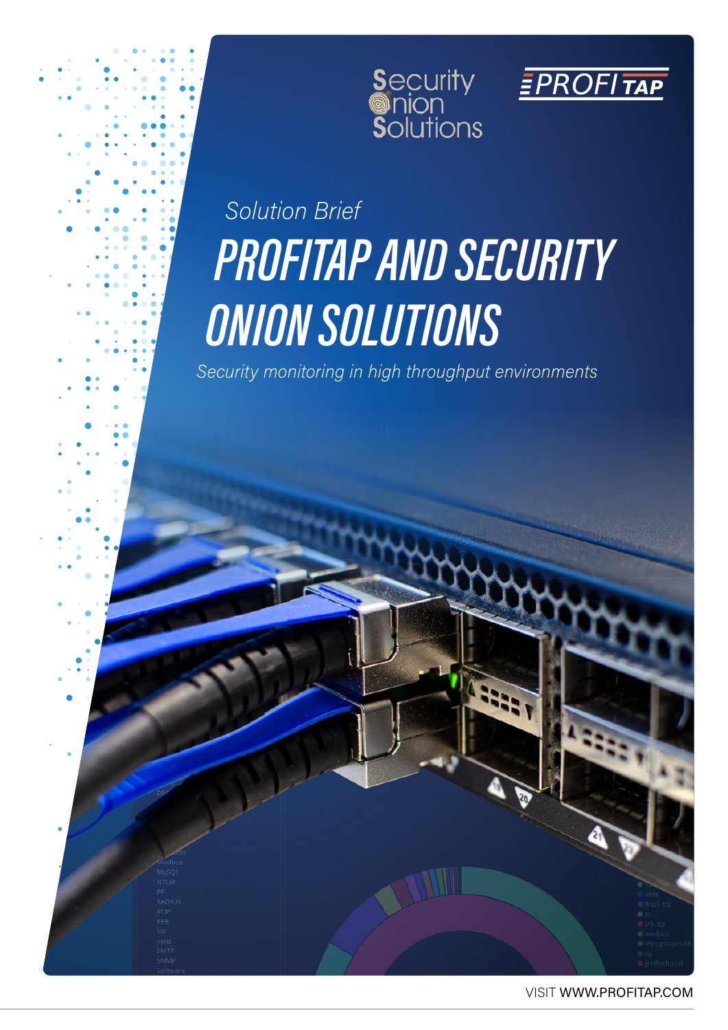Solution Brief

# PROFITAP AND SECURITY ONION SOLUTIONS

*Security monitoring in high throughput environments*

VISIT WWW.PROFITAP.COM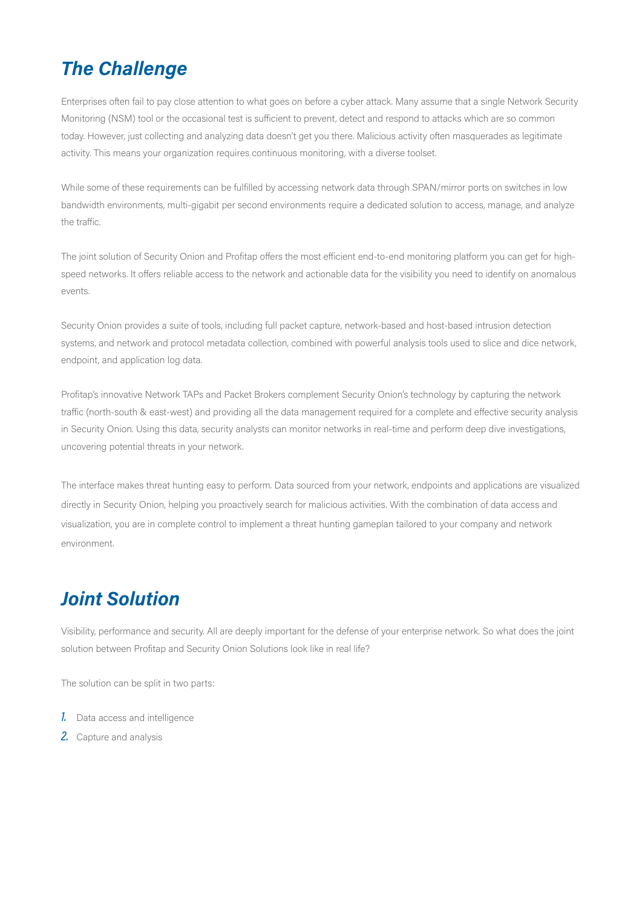## *The Challenge*

Enterprises often fail to pay close attention to what goes on before a cyber attack. Many assume that a single Network Security Monitoring (NSM) tool or the occasional test is sufficient to prevent, detect and respond to attacks which are so common today. However, just collecting and analyzing data doesn't get you there. Malicious activity often masquerades as legitimate activity. This means your organization requires continuous monitoring, with a diverse toolset.

While some of these requirements can be fulfilled by accessing network data through SPAN/mirror ports on switches in low bandwidth environments, multi-gigabit per second environments require a dedicated solution to access, manage, and analyze the traffic.

The joint solution of Security Onion and Profitap offers the most efficient end-to-end monitoring platform you can get for high-speed networks. It offers reliable access to the network and actionable data for the visibility you need to identify on anomalous events.

Security Onion provides a suite of tools, including full packet capture, network-based and host-based intrusion detection systems, and network and protocol metadata collection, combined with powerful analysis tools used to slice and dice network, endpoint, and application log data.

Profitap's innovative Network TAPs and Packet Brokers complement Security Onion's technology by capturing the network traffic (north-south & east-west) and providing all the data management required for a complete and effective security analysis in Security Onion. Using this data, security analysts can monitor networks in real-time and perform deep dive investigations, uncovering potential threats in your network.

The interface makes threat hunting easy to perform. Data sourced from your network, endpoints and applications are visualized directly in Security Onion, helping you proactively search for malicious activities. With the combination of data access and visualization, you are in complete control to implement a threat hunting gameplan tailored to your company and network environment.

## *Joint Solution*

Visibility, performance and security. All are deeply important for the defense of your enterprise network. So what does the joint solution between Profitap and Security Onion Solutions look like in real life?

The solution can be split in two parts:

1. Data access and intelligence
2. Capture and analysis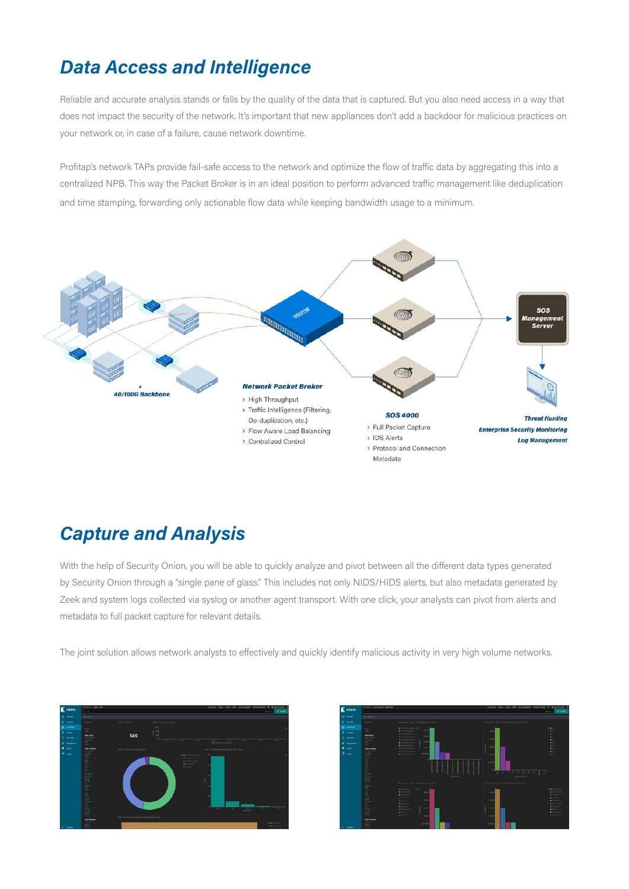## Data Access and Intelligence

Reliable and accurate analysis stands or falls by the quality of the data that is captured. But you also need access in a way that does not impact the security of the network. It's important that new appliances don't add a backdoor for malicious practices on your network or, in case of a failure, cause network downtime.

Profitap's network TAPs provide fail-safe access to the network and optimize the flow of traffic data by aggregating this into a centralized NPB. This way the Packet Broker is in an ideal position to perform advanced traffic management like deduplication and time stamping, forwarding only actionable flow data while keeping bandwidth usage to a minimum.

**40/100G Backbone**

**Network Packet Broker**

- High Throughput
- Traffic Intelligence (Filtering, De-duplication, etc.)
- Flow Aware Load Balancing
- Centralized Control

**SOS 4000**

- Full Packet Capture
- IDS Alerts
- Protocol and Connection Metadata

**SOS Management Server**

**Threat Hunting**
**Enterprise Security Monitoring**
**Log Management**

## Capture and Analysis

With the help of Security Onion, you will be able to quickly analyze and pivot between all the different data types generated by Security Onion through a "single pane of glass." This includes not only NIDS/HIDS alerts, but also metadata generated by Zeek and system logs collected via syslog or another agent transport. With one click, your analysts can pivot from alerts and metadata to full packet capture for relevant details.

The joint solution allows network analysts to effectively and quickly identify malicious activity in very high volume networks.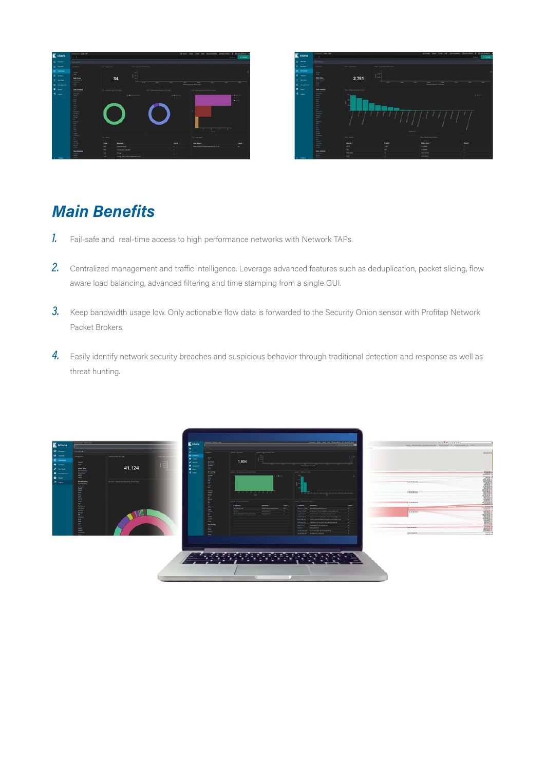## Main Benefits

1. Fail-safe and real-time access to high performance networks with Network TAPs.

2. Centralized management and traffic intelligence. Leverage advanced features such as deduplication, packet slicing, flow aware load balancing, advanced filtering and time stamping from a single GUI.

3. Keep bandwidth usage low. Only actionable flow data is forwarded to the Security Onion sensor with Profitap Network Packet Brokers.

4. Easily identify network security breaches and suspicious behavior through traditional detection and response as well as threat hunting.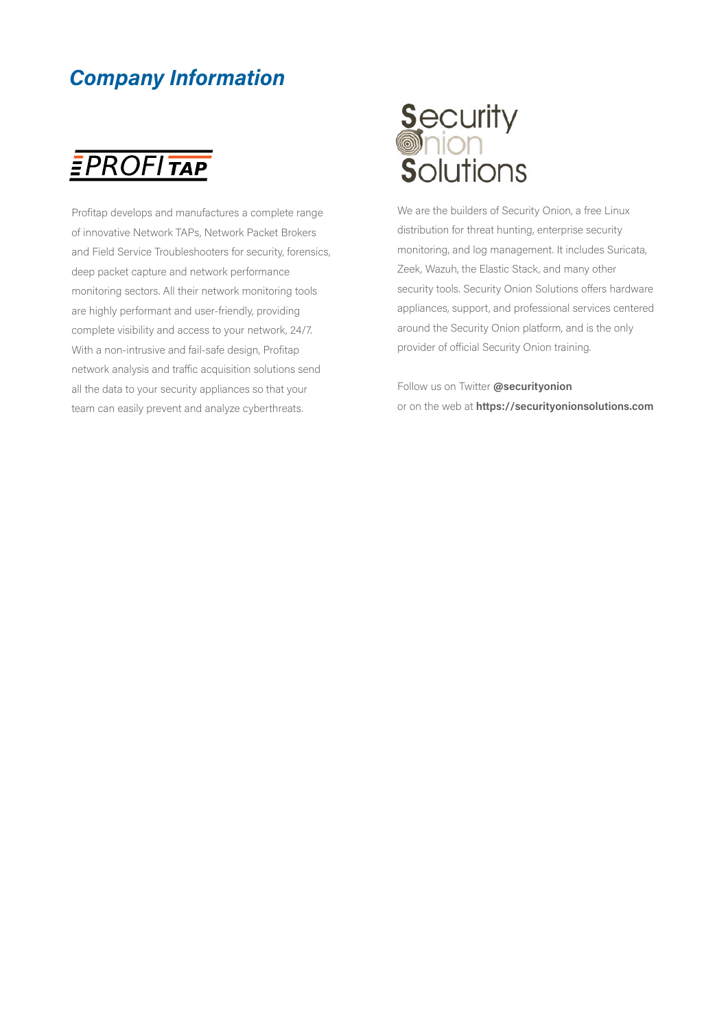## *Company Information*

**PROFITAP**

Profitap develops and manufactures a complete range of innovative Network TAPs, Network Packet Brokers and Field Service Troubleshooters for security, forensics, deep packet capture and network performance monitoring sectors. All their network monitoring tools are highly performant and user-friendly, providing complete visibility and access to your network, 24/7. With a non-intrusive and fail-safe design, Profitap network analysis and traffic acquisition solutions send all the data to your security appliances so that your team can easily prevent and analyze cyberthreats.

**Security Onion Solutions**

We are the builders of Security Onion, a free Linux distribution for threat hunting, enterprise security monitoring, and log management. It includes Suricata, Zeek, Wazuh, the Elastic Stack, and many other security tools. Security Onion Solutions offers hardware appliances, support, and professional services centered around the Security Onion platform, and is the only provider of official Security Onion training.

Follow us on Twitter **@securityonion**
or on the web at **https://securityonionsolutions.com**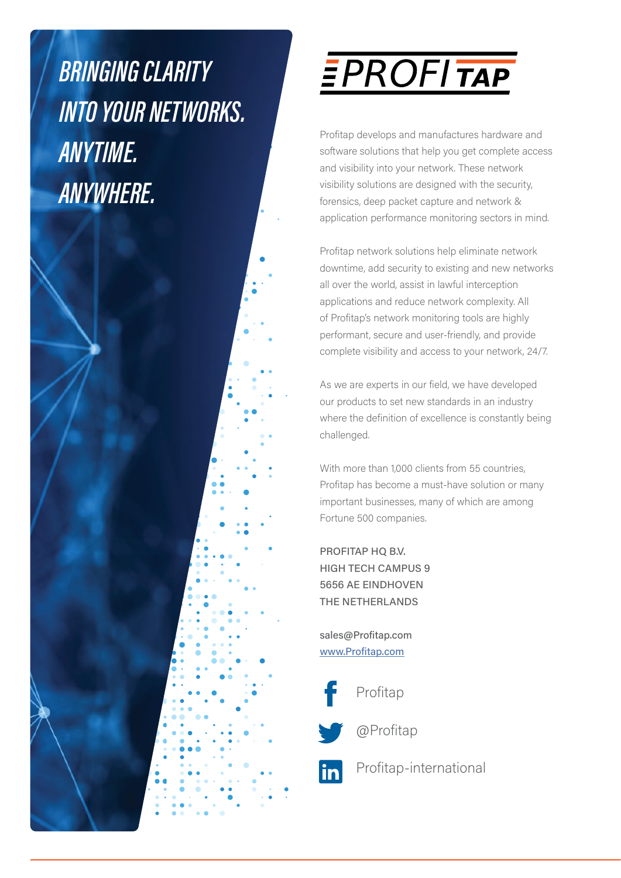# BRINGING CLARITY INTO YOUR NETWORKS. ANYTIME. ANYWHERE.

PROFITAP

Profitap develops and manufactures hardware and software solutions that help you get complete access and visibility into your network. These network visibility solutions are designed with the security, forensics, deep packet capture and network & application performance monitoring sectors in mind.

Profitap network solutions help eliminate network downtime, add security to existing and new networks all over the world, assist in lawful interception applications and reduce network complexity. All of Profitap's network monitoring tools are highly performant, secure and user-friendly, and provide complete visibility and access to your network, 24/7.

As we are experts in our field, we have developed our products to set new standards in an industry where the definition of excellence is constantly being challenged.

With more than 1,000 clients from 55 countries, Profitap has become a must-have solution or many important businesses, many of which are among Fortune 500 companies.

PROFITAP HQ B.V.
HIGH TECH CAMPUS 9
5656 AE EINDHOVEN
THE NETHERLANDS

sales@Profitap.com
www.Profitap.com

Profitap

@Profitap

Profitap-international